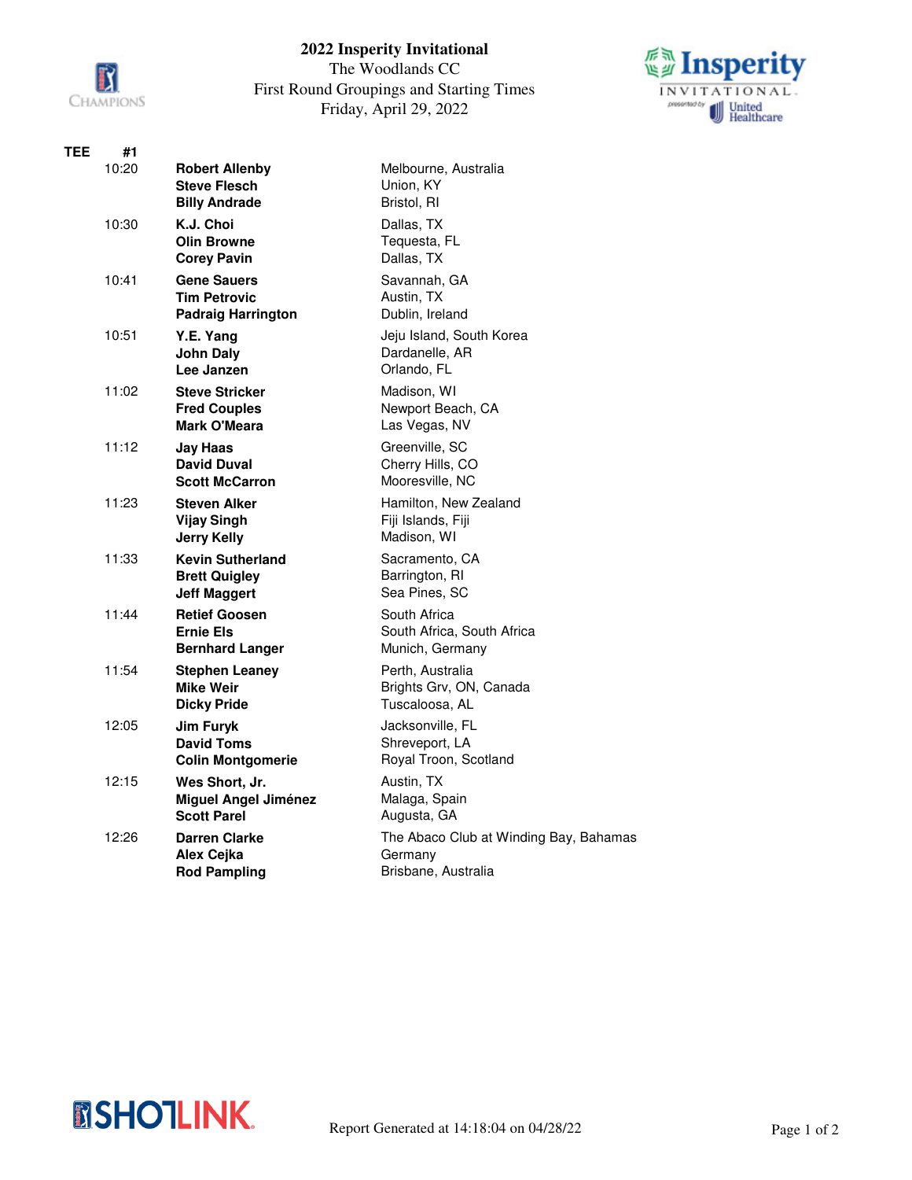# 2022 Insperity Invitational

The Woodlands CC
First Round Groupings and Starting Times
Friday, April 29, 2022

| TEE #1 | Player | Hometown |
|---|---|---|
| 10:20 | **Robert Allenby** | Melbourne, Australia |
| | **Steve Flesch** | Union, KY |
| | **Billy Andrade** | Bristol, RI |
| 10:30 | **K.J. Choi** | Dallas, TX |
| | **Olin Browne** | Tequesta, FL |
| | **Corey Pavin** | Dallas, TX |
| 10:41 | **Gene Sauers** | Savannah, GA |
| | **Tim Petrovic** | Austin, TX |
| | **Padraig Harrington** | Dublin, Ireland |
| 10:51 | **Y.E. Yang** | Jeju Island, South Korea |
| | **John Daly** | Dardanelle, AR |
| | **Lee Janzen** | Orlando, FL |
| 11:02 | **Steve Stricker** | Madison, WI |
| | **Fred Couples** | Newport Beach, CA |
| | **Mark O'Meara** | Las Vegas, NV |
| 11:12 | **Jay Haas** | Greenville, SC |
| | **David Duval** | Cherry Hills, CO |
| | **Scott McCarron** | Mooresville, NC |
| 11:23 | **Steven Alker** | Hamilton, New Zealand |
| | **Vijay Singh** | Fiji Islands, Fiji |
| | **Jerry Kelly** | Madison, WI |
| 11:33 | **Kevin Sutherland** | Sacramento, CA |
| | **Brett Quigley** | Barrington, RI |
| | **Jeff Maggert** | Sea Pines, SC |
| 11:44 | **Retief Goosen** | South Africa |
| | **Ernie Els** | South Africa, South Africa |
| | **Bernhard Langer** | Munich, Germany |
| 11:54 | **Stephen Leaney** | Perth, Australia |
| | **Mike Weir** | Brights Grv, ON, Canada |
| | **Dicky Pride** | Tuscaloosa, AL |
| 12:05 | **Jim Furyk** | Jacksonville, FL |
| | **David Toms** | Shreveport, LA |
| | **Colin Montgomerie** | Royal Troon, Scotland |
| 12:15 | **Wes Short, Jr.** | Austin, TX |
| | **Miguel Angel Jiménez** | Malaga, Spain |
| | **Scott Parel** | Augusta, GA |
| 12:26 | **Darren Clarke** | The Abaco Club at Winding Bay, Bahamas |
| | **Alex Cejka** | Germany |
| | **Rod Pampling** | Brisbane, Australia |

Report Generated at 14:18:04 on 04/28/22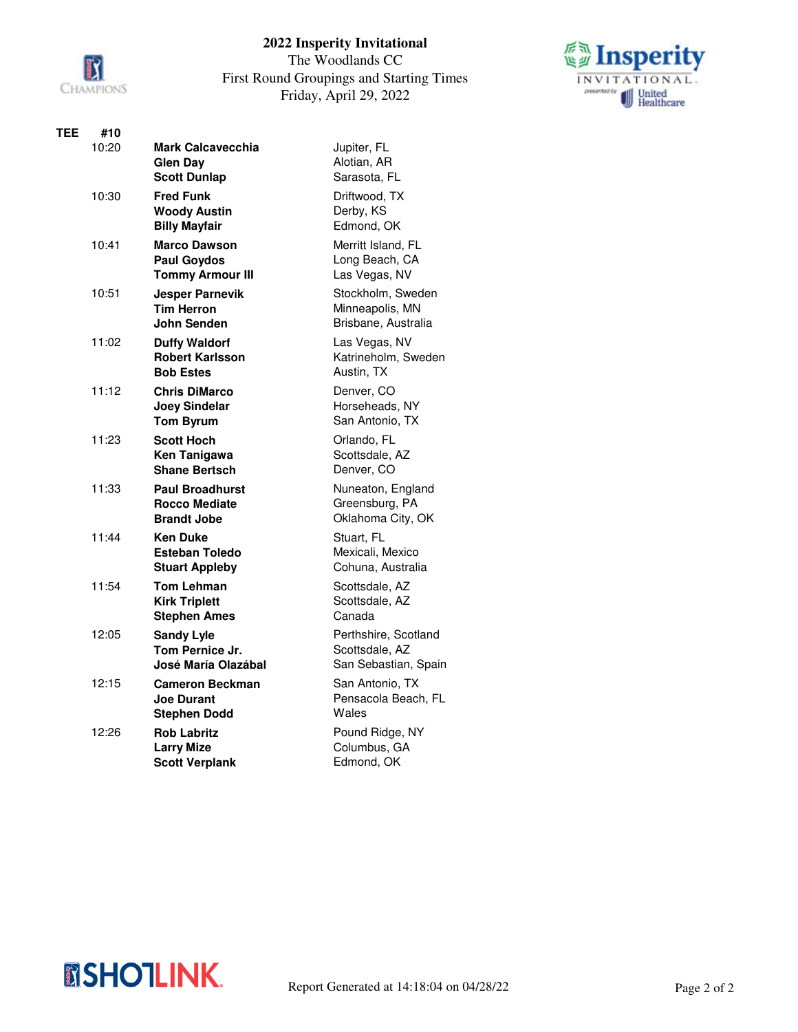**2022 Insperity Invitational**
The Woodlands CC
First Round Groupings and Starting Times
Friday, April 29, 2022

| TEE #10 | | |
|---|---|---|
| 10:20 | **Mark Calcavecchia** | Jupiter, FL |
| | **Glen Day** | Alotian, AR |
| | **Scott Dunlap** | Sarasota, FL |
| 10:30 | **Fred Funk** | Driftwood, TX |
| | **Woody Austin** | Derby, KS |
| | **Billy Mayfair** | Edmond, OK |
| 10:41 | **Marco Dawson** | Merritt Island, FL |
| | **Paul Goydos** | Long Beach, CA |
| | **Tommy Armour III** | Las Vegas, NV |
| 10:51 | **Jesper Parnevik** | Stockholm, Sweden |
| | **Tim Herron** | Minneapolis, MN |
| | **John Senden** | Brisbane, Australia |
| 11:02 | **Duffy Waldorf** | Las Vegas, NV |
| | **Robert Karlsson** | Katrineholm, Sweden |
| | **Bob Estes** | Austin, TX |
| 11:12 | **Chris DiMarco** | Denver, CO |
| | **Joey Sindelar** | Horseheads, NY |
| | **Tom Byrum** | San Antonio, TX |
| 11:23 | **Scott Hoch** | Orlando, FL |
| | **Ken Tanigawa** | Scottsdale, AZ |
| | **Shane Bertsch** | Denver, CO |
| 11:33 | **Paul Broadhurst** | Nuneaton, England |
| | **Rocco Mediate** | Greensburg, PA |
| | **Brandt Jobe** | Oklahoma City, OK |
| 11:44 | **Ken Duke** | Stuart, FL |
| | **Esteban Toledo** | Mexicali, Mexico |
| | **Stuart Appleby** | Cohuna, Australia |
| 11:54 | **Tom Lehman** | Scottsdale, AZ |
| | **Kirk Triplett** | Scottsdale, AZ |
| | **Stephen Ames** | Canada |
| 12:05 | **Sandy Lyle** | Perthshire, Scotland |
| | **Tom Pernice Jr.** | Scottsdale, AZ |
| | **José María Olazábal** | San Sebastian, Spain |
| 12:15 | **Cameron Beckman** | San Antonio, TX |
| | **Joe Durant** | Pensacola Beach, FL |
| | **Stephen Dodd** | Wales |
| 12:26 | **Rob Labritz** | Pound Ridge, NY |
| | **Larry Mize** | Columbus, GA |
| | **Scott Verplank** | Edmond, OK |

Report Generated at 14:18:04 on 04/28/22